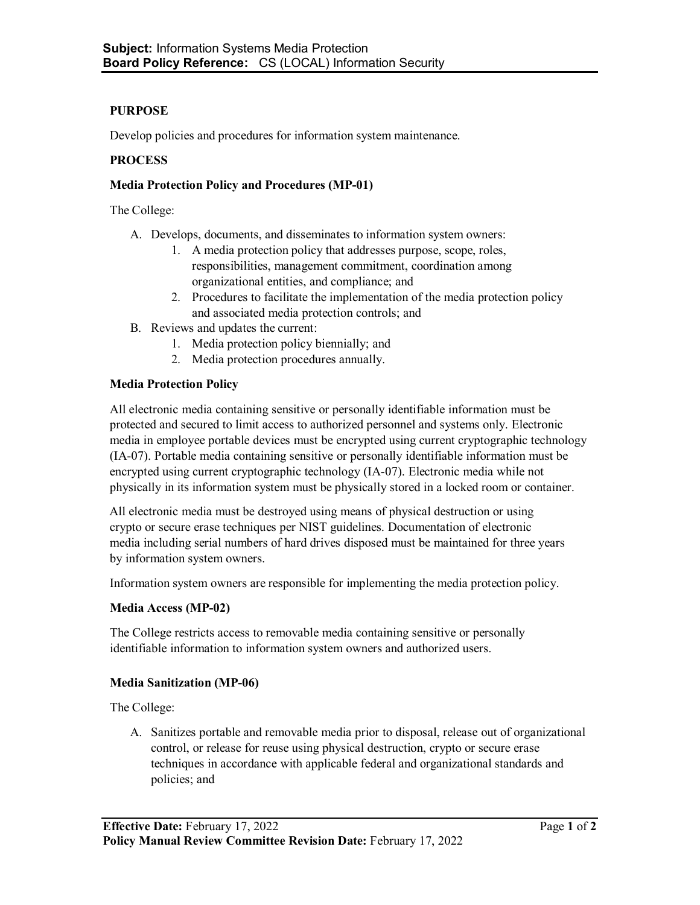**Subject:** Information Systems Media Protection
**Board Policy Reference:** CS (LOCAL) Information Security

## PURPOSE

Develop policies and procedures for information system maintenance.

## PROCESS

### Media Protection Policy and Procedures (MP-01)

The College:

A. Develops, documents, and disseminates to information system owners:
   1. A media protection policy that addresses purpose, scope, roles, responsibilities, management commitment, coordination among organizational entities, and compliance; and
   2. Procedures to facilitate the implementation of the media protection policy and associated media protection controls; and

B. Reviews and updates the current:
   1. Media protection policy biennially; and
   2. Media protection procedures annually.

### Media Protection Policy

All electronic media containing sensitive or personally identifiable information must be protected and secured to limit access to authorized personnel and systems only. Electronic media in employee portable devices must be encrypted using current cryptographic technology (IA-07). Portable media containing sensitive or personally identifiable information must be encrypted using current cryptographic technology (IA-07). Electronic media while not physically in its information system must be physically stored in a locked room or container.

All electronic media must be destroyed using means of physical destruction or using crypto or secure erase techniques per NIST guidelines. Documentation of electronic media including serial numbers of hard drives disposed must be maintained for three years by information system owners.

Information system owners are responsible for implementing the media protection policy.

### Media Access (MP-02)

The College restricts access to removable media containing sensitive or personally identifiable information to information system owners and authorized users.

### Media Sanitization (MP-06)

The College:

A. Sanitizes portable and removable media prior to disposal, release out of organizational control, or release for reuse using physical destruction, crypto or secure erase techniques in accordance with applicable federal and organizational standards and policies; and

**Effective Date:** February 17, 2022
**Policy Manual Review Committee Revision Date:** February 17, 2022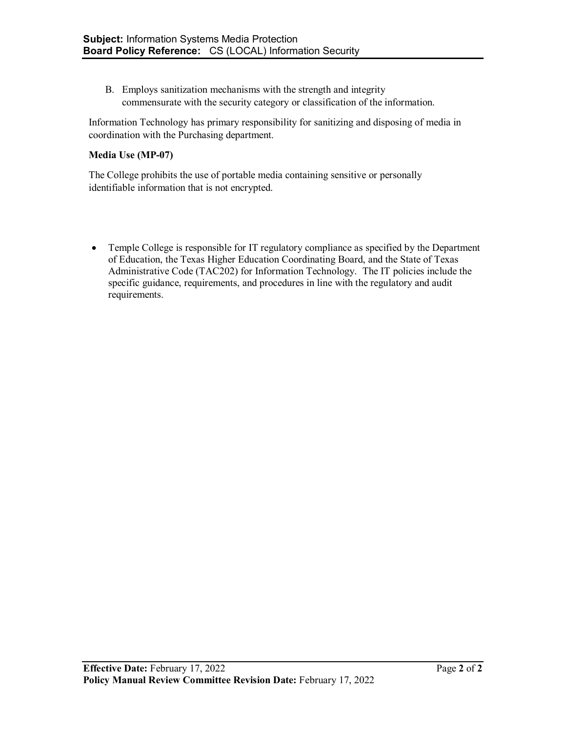B. Employs sanitization mechanisms with the strength and integrity commensurate with the security category or classification of the information.

Information Technology has primary responsibility for sanitizing and disposing of media in coordination with the Purchasing department.

**Media Use (MP-07)**

The College prohibits the use of portable media containing sensitive or personally identifiable information that is not encrypted.

- Temple College is responsible for IT regulatory compliance as specified by the Department of Education, the Texas Higher Education Coordinating Board, and the State of Texas Administrative Code (TAC202) for Information Technology. The IT policies include the specific guidance, requirements, and procedures in line with the regulatory and audit requirements.

**Effective Date:** February 17, 2022
**Policy Manual Review Committee Revision Date:** February 17, 2022